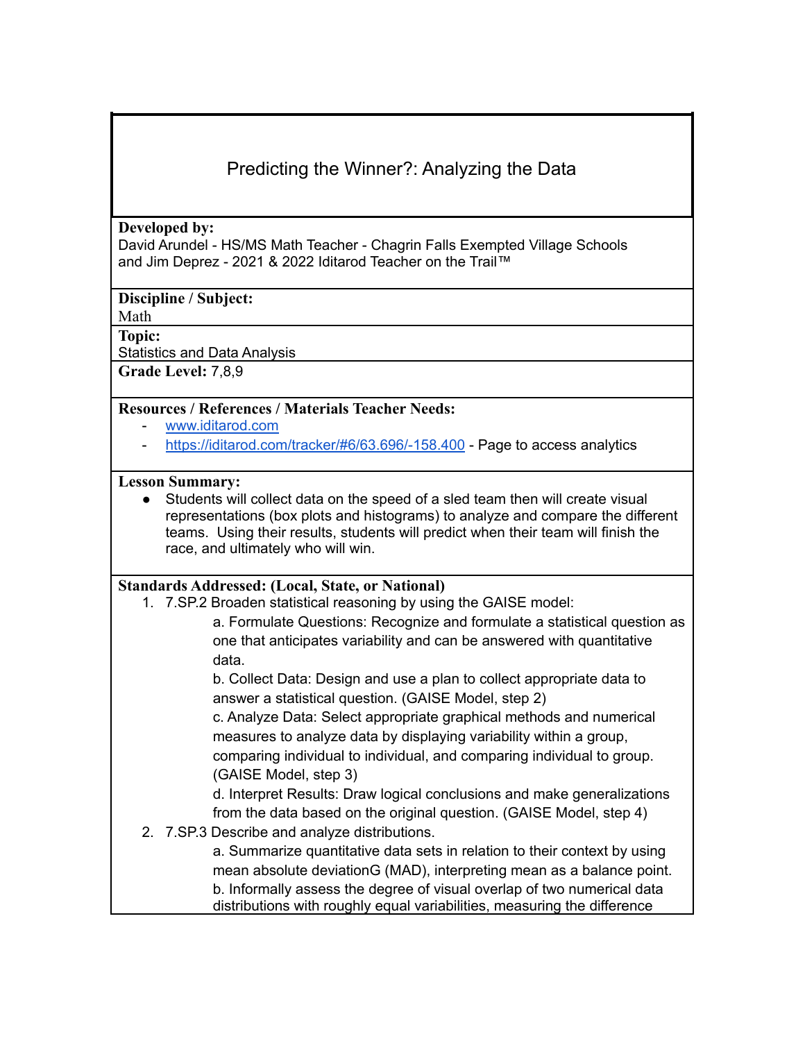# Predicting the Winner?: Analyzing the Data

**Developed by:**
David Arundel - HS/MS Math Teacher - Chagrin Falls Exempted Village Schools
and Jim Deprez - 2021 & 2022 Iditarod Teacher on the Trail™

**Discipline / Subject:**
Math

**Topic:**
Statistics and Data Analysis

**Grade Level:** 7,8,9

**Resources / References / Materials Teacher Needs:**

- www.iditarod.com
- https://iditarod.com/tracker/#6/63.696/-158.400 - Page to access analytics

**Lesson Summary:**

- Students will collect data on the speed of a sled team then will create visual representations (box plots and histograms) to analyze and compare the different teams. Using their results, students will predict when their team will finish the race, and ultimately who will win.

**Standards Addressed: (Local, State, or National)**

1. 7.SP.2 Broaden statistical reasoning by using the GAISE model:
   a. Formulate Questions: Recognize and formulate a statistical question as one that anticipates variability and can be answered with quantitative data.
   b. Collect Data: Design and use a plan to collect appropriate data to answer a statistical question. (GAISE Model, step 2)
   c. Analyze Data: Select appropriate graphical methods and numerical measures to analyze data by displaying variability within a group, comparing individual to individual, and comparing individual to group. (GAISE Model, step 3)
   d. Interpret Results: Draw logical conclusions and make generalizations from the data based on the original question. (GAISE Model, step 4)
2. 7.SP.3 Describe and analyze distributions.
   a. Summarize quantitative data sets in relation to their context by using mean absolute deviationG (MAD), interpreting mean as a balance point.
   b. Informally assess the degree of visual overlap of two numerical data distributions with roughly equal variabilities, measuring the difference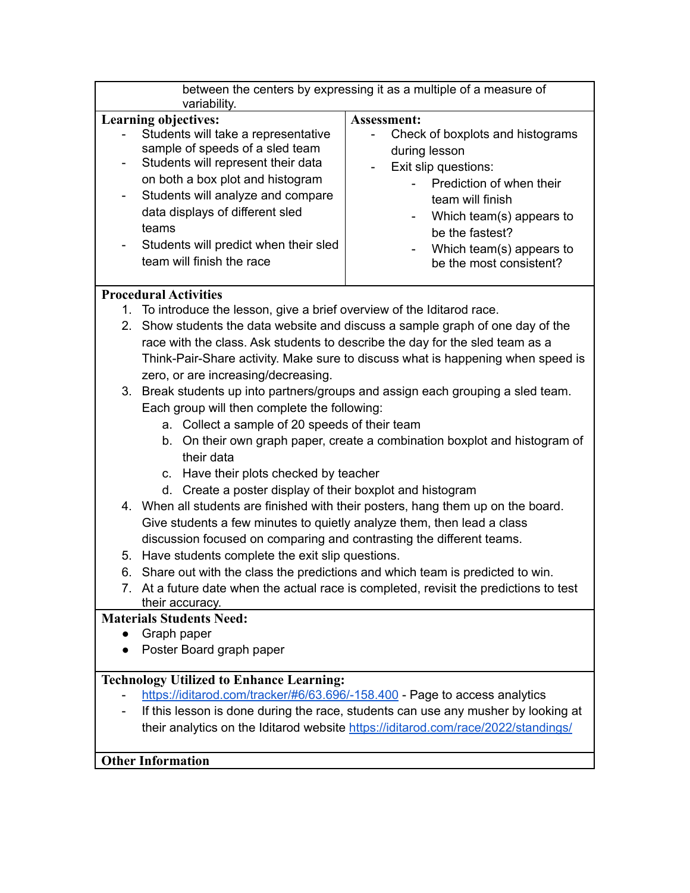between the centers by expressing it as a multiple of a measure of variability.

| **Learning objectives:** | **Assessment:** |
|---|---|
| - Students will take a representative sample of speeds of a sled team<br>- Students will represent their data on both a box plot and histogram<br>- Students will analyze and compare data displays of different sled teams<br>- Students will predict when their sled team will finish the race | - Check of boxplots and histograms during lesson<br>- Exit slip questions:<br>&nbsp;&nbsp;&nbsp;&nbsp;- Prediction of when their team will finish<br>&nbsp;&nbsp;&nbsp;&nbsp;- Which team(s) appears to be the fastest?<br>&nbsp;&nbsp;&nbsp;&nbsp;- Which team(s) appears to be the most consistent? |

**Procedural Activities**

1. To introduce the lesson, give a brief overview of the Iditarod race.
2. Show students the data website and discuss a sample graph of one day of the race with the class. Ask students to describe the day for the sled team as a Think-Pair-Share activity. Make sure to discuss what is happening when speed is zero, or are increasing/decreasing.
3. Break students up into partners/groups and assign each grouping a sled team. Each group will then complete the following:
    a. Collect a sample of 20 speeds of their team
    b. On their own graph paper, create a combination boxplot and histogram of their data
    c. Have their plots checked by teacher
    d. Create a poster display of their boxplot and histogram
4. When all students are finished with their posters, hang them up on the board. Give students a few minutes to quietly analyze them, then lead a class discussion focused on comparing and contrasting the different teams.
5. Have students complete the exit slip questions.
6. Share out with the class the predictions and which team is predicted to win.
7. At a future date when the actual race is completed, revisit the predictions to test their accuracy.

**Materials Students Need:**

- Graph paper
- Poster Board graph paper

**Technology Utilized to Enhance Learning:**

- https://iditarod.com/tracker/#6/63.696/-158.400 - Page to access analytics
- If this lesson is done during the race, students can use any musher by looking at their analytics on the Iditarod website https://iditarod.com/race/2022/standings/

**Other Information**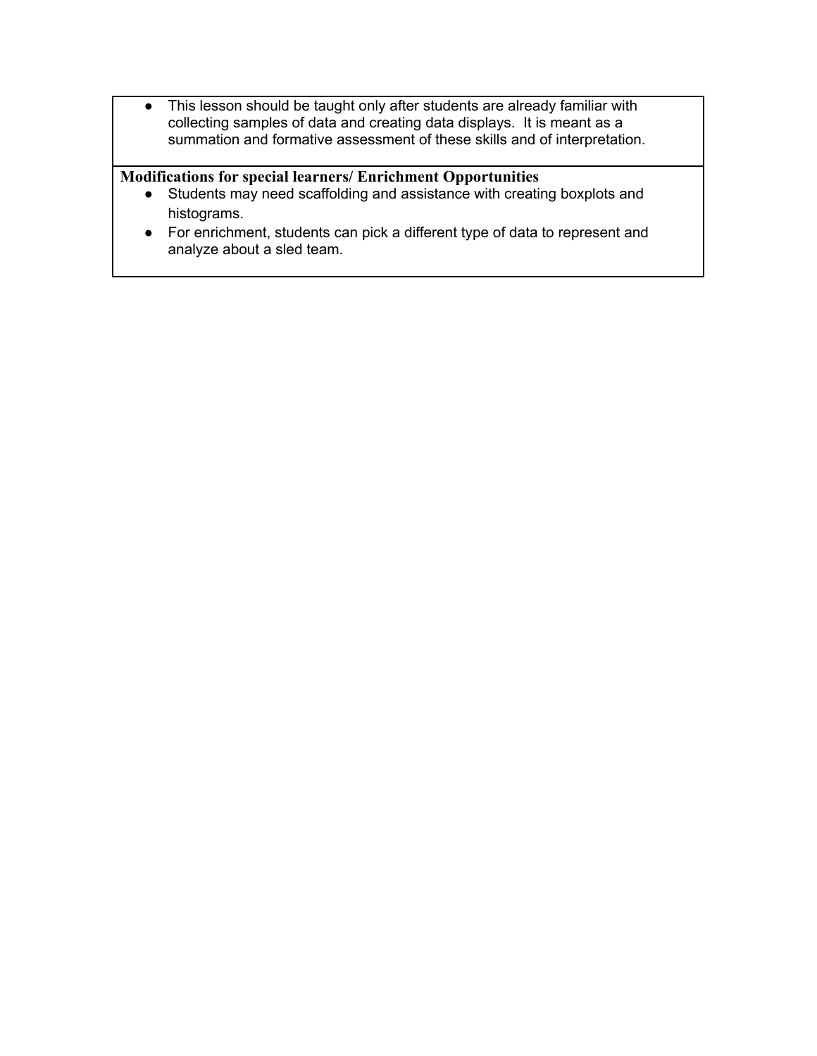- This lesson should be taught only after students are already familiar with collecting samples of data and creating data displays. It is meant as a summation and formative assessment of these skills and of interpretation.

**Modifications for special learners/ Enrichment Opportunities**

- Students may need scaffolding and assistance with creating boxplots and histograms.
- For enrichment, students can pick a different type of data to represent and analyze about a sled team.